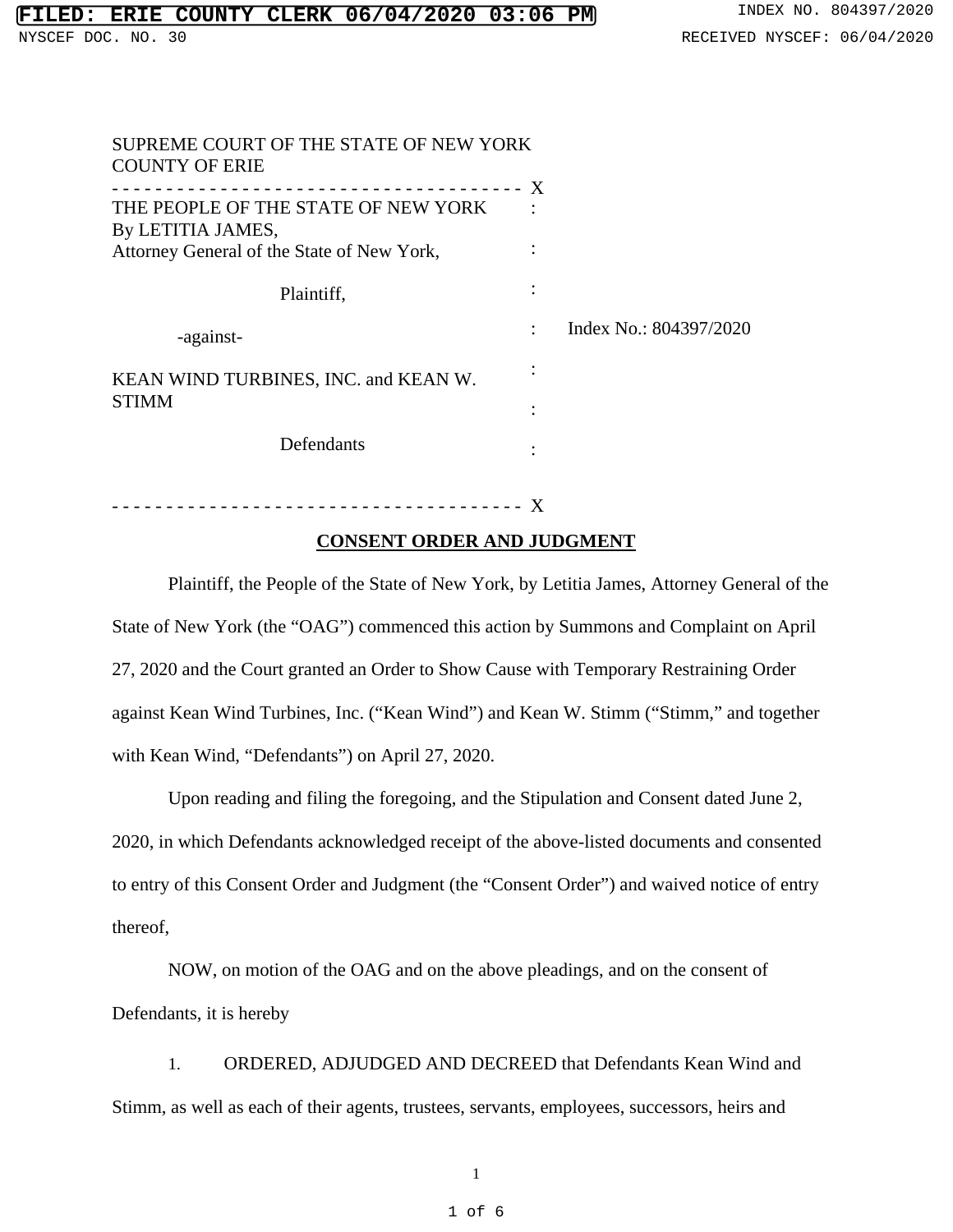SUPREME COURT OF THE STATE OF NEW YORK
COUNTY OF ERIE

THE PEOPLE OF THE STATE OF NEW YORK
By LETITIA JAMES,
Attorney General of the State of New York,

Plaintiff,

-against-

KEAN WIND TURBINES, INC. and KEAN W. STIMM

Defendants

Index No.: 804397/2020

**CONSENT ORDER AND JUDGMENT**

Plaintiff, the People of the State of New York, by Letitia James, Attorney General of the State of New York (the "OAG") commenced this action by Summons and Complaint on April 27, 2020 and the Court granted an Order to Show Cause with Temporary Restraining Order against Kean Wind Turbines, Inc. ("Kean Wind") and Kean W. Stimm ("Stimm," and together with Kean Wind, "Defendants") on April 27, 2020.

Upon reading and filing the foregoing, and the Stipulation and Consent dated June 2, 2020, in which Defendants acknowledged receipt of the above-listed documents and consented to entry of this Consent Order and Judgment (the "Consent Order") and waived notice of entry thereof,

NOW, on motion of the OAG and on the above pleadings, and on the consent of Defendants, it is hereby

1. ORDERED, ADJUDGED AND DECREED that Defendants Kean Wind and Stimm, as well as each of their agents, trustees, servants, employees, successors, heirs and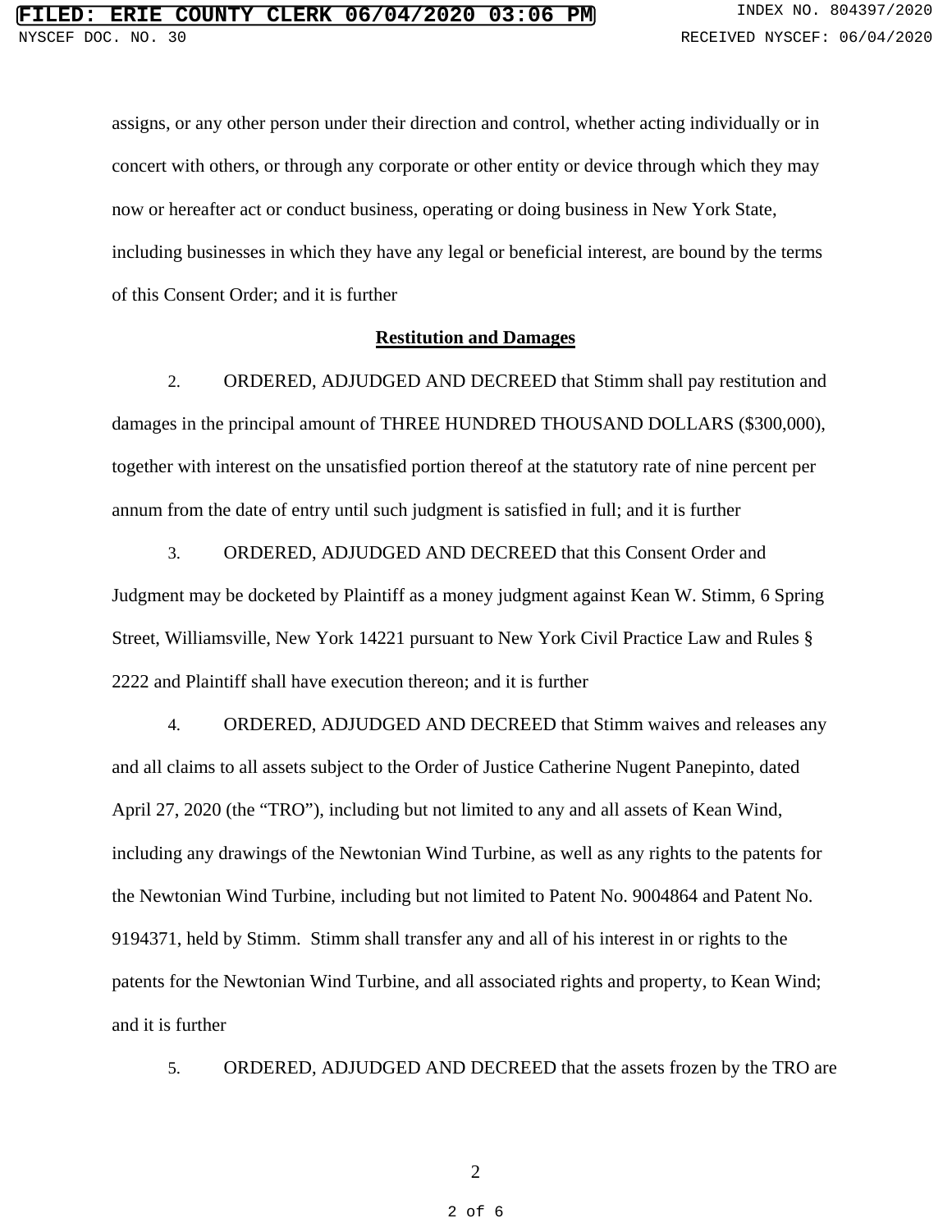assigns, or any other person under their direction and control, whether acting individually or in concert with others, or through any corporate or other entity or device through which they may now or hereafter act or conduct business, operating or doing business in New York State, including businesses in which they have any legal or beneficial interest, are bound by the terms of this Consent Order; and it is further

**Restitution and Damages**

2. ORDERED, ADJUDGED AND DECREED that Stimm shall pay restitution and damages in the principal amount of THREE HUNDRED THOUSAND DOLLARS ($300,000), together with interest on the unsatisfied portion thereof at the statutory rate of nine percent per annum from the date of entry until such judgment is satisfied in full; and it is further

3. ORDERED, ADJUDGED AND DECREED that this Consent Order and Judgment may be docketed by Plaintiff as a money judgment against Kean W. Stimm, 6 Spring Street, Williamsville, New York 14221 pursuant to New York Civil Practice Law and Rules § 2222 and Plaintiff shall have execution thereon; and it is further

4. ORDERED, ADJUDGED AND DECREED that Stimm waives and releases any and all claims to all assets subject to the Order of Justice Catherine Nugent Panepinto, dated April 27, 2020 (the "TRO"), including but not limited to any and all assets of Kean Wind, including any drawings of the Newtonian Wind Turbine, as well as any rights to the patents for the Newtonian Wind Turbine, including but not limited to Patent No. 9004864 and Patent No. 9194371, held by Stimm. Stimm shall transfer any and all of his interest in or rights to the patents for the Newtonian Wind Turbine, and all associated rights and property, to Kean Wind; and it is further

5. ORDERED, ADJUDGED AND DECREED that the assets frozen by the TRO are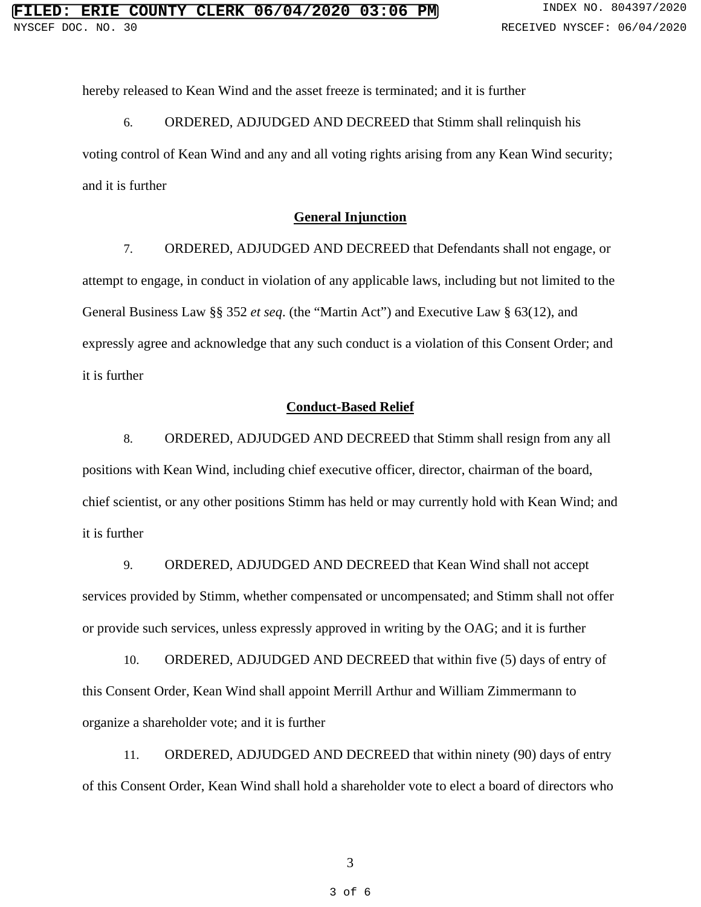hereby released to Kean Wind and the asset freeze is terminated; and it is further

6. ORDERED, ADJUDGED AND DECREED that Stimm shall relinquish his voting control of Kean Wind and any and all voting rights arising from any Kean Wind security; and it is further

**General Injunction**

7. ORDERED, ADJUDGED AND DECREED that Defendants shall not engage, or attempt to engage, in conduct in violation of any applicable laws, including but not limited to the General Business Law §§ 352 *et seq.* (the "Martin Act") and Executive Law § 63(12), and expressly agree and acknowledge that any such conduct is a violation of this Consent Order; and it is further

**Conduct-Based Relief**

8. ORDERED, ADJUDGED AND DECREED that Stimm shall resign from any all positions with Kean Wind, including chief executive officer, director, chairman of the board, chief scientist, or any other positions Stimm has held or may currently hold with Kean Wind; and it is further

9. ORDERED, ADJUDGED AND DECREED that Kean Wind shall not accept services provided by Stimm, whether compensated or uncompensated; and Stimm shall not offer or provide such services, unless expressly approved in writing by the OAG; and it is further

10. ORDERED, ADJUDGED AND DECREED that within five (5) days of entry of this Consent Order, Kean Wind shall appoint Merrill Arthur and William Zimmermann to organize a shareholder vote; and it is further

11. ORDERED, ADJUDGED AND DECREED that within ninety (90) days of entry of this Consent Order, Kean Wind shall hold a shareholder vote to elect a board of directors who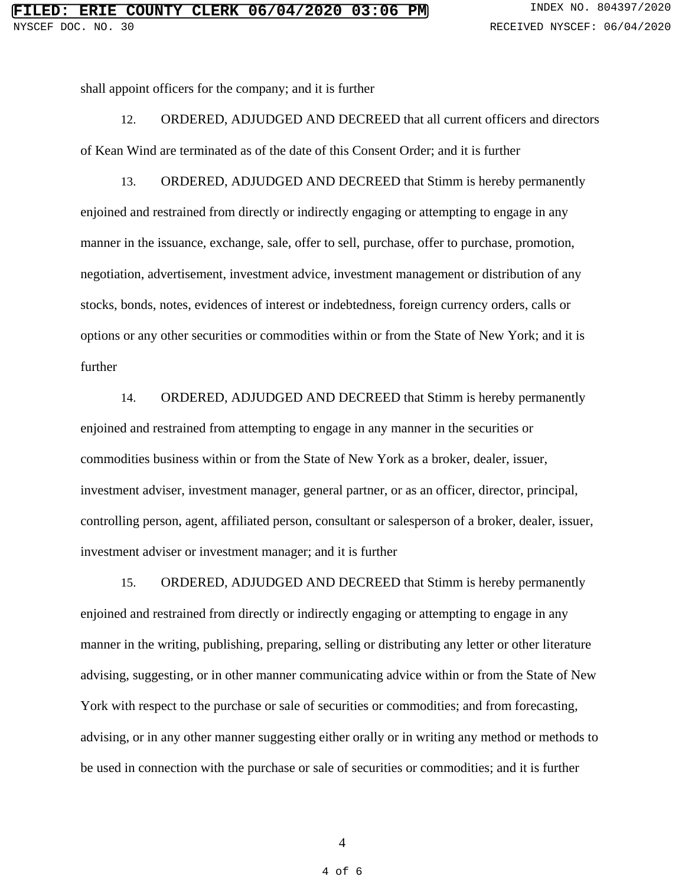shall appoint officers for the company; and it is further

12. ORDERED, ADJUDGED AND DECREED that all current officers and directors of Kean Wind are terminated as of the date of this Consent Order; and it is further

13. ORDERED, ADJUDGED AND DECREED that Stimm is hereby permanently enjoined and restrained from directly or indirectly engaging or attempting to engage in any manner in the issuance, exchange, sale, offer to sell, purchase, offer to purchase, promotion, negotiation, advertisement, investment advice, investment management or distribution of any stocks, bonds, notes, evidences of interest or indebtedness, foreign currency orders, calls or options or any other securities or commodities within or from the State of New York; and it is further

14. ORDERED, ADJUDGED AND DECREED that Stimm is hereby permanently enjoined and restrained from attempting to engage in any manner in the securities or commodities business within or from the State of New York as a broker, dealer, issuer, investment adviser, investment manager, general partner, or as an officer, director, principal, controlling person, agent, affiliated person, consultant or salesperson of a broker, dealer, issuer, investment adviser or investment manager; and it is further

15. ORDERED, ADJUDGED AND DECREED that Stimm is hereby permanently enjoined and restrained from directly or indirectly engaging or attempting to engage in any manner in the writing, publishing, preparing, selling or distributing any letter or other literature advising, suggesting, or in other manner communicating advice within or from the State of New York with respect to the purchase or sale of securities or commodities; and from forecasting, advising, or in any other manner suggesting either orally or in writing any method or methods to be used in connection with the purchase or sale of securities or commodities; and it is further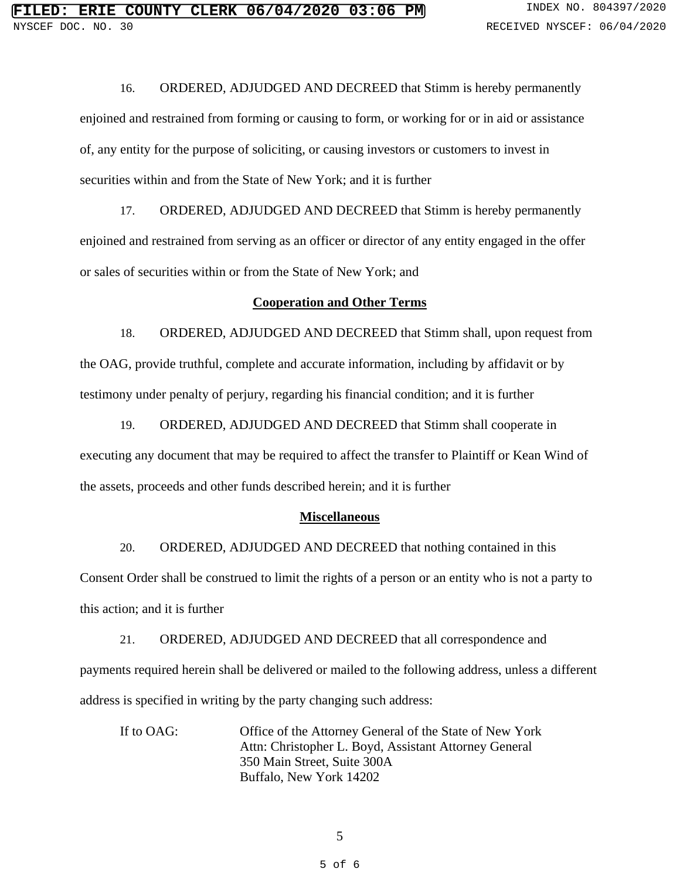16. ORDERED, ADJUDGED AND DECREED that Stimm is hereby permanently enjoined and restrained from forming or causing to form, or working for or in aid or assistance of, any entity for the purpose of soliciting, or causing investors or customers to invest in securities within and from the State of New York; and it is further

17. ORDERED, ADJUDGED AND DECREED that Stimm is hereby permanently enjoined and restrained from serving as an officer or director of any entity engaged in the offer or sales of securities within or from the State of New York; and

**Cooperation and Other Terms**

18. ORDERED, ADJUDGED AND DECREED that Stimm shall, upon request from the OAG, provide truthful, complete and accurate information, including by affidavit or by testimony under penalty of perjury, regarding his financial condition; and it is further

19. ORDERED, ADJUDGED AND DECREED that Stimm shall cooperate in executing any document that may be required to affect the transfer to Plaintiff or Kean Wind of the assets, proceeds and other funds described herein; and it is further

**Miscellaneous**

20. ORDERED, ADJUDGED AND DECREED that nothing contained in this Consent Order shall be construed to limit the rights of a person or an entity who is not a party to this action; and it is further

21. ORDERED, ADJUDGED AND DECREED that all correspondence and payments required herein shall be delivered or mailed to the following address, unless a different address is specified in writing by the party changing such address:

If to OAG: Office of the Attorney General of the State of New York
Attn: Christopher L. Boyd, Assistant Attorney General
350 Main Street, Suite 300A
Buffalo, New York 14202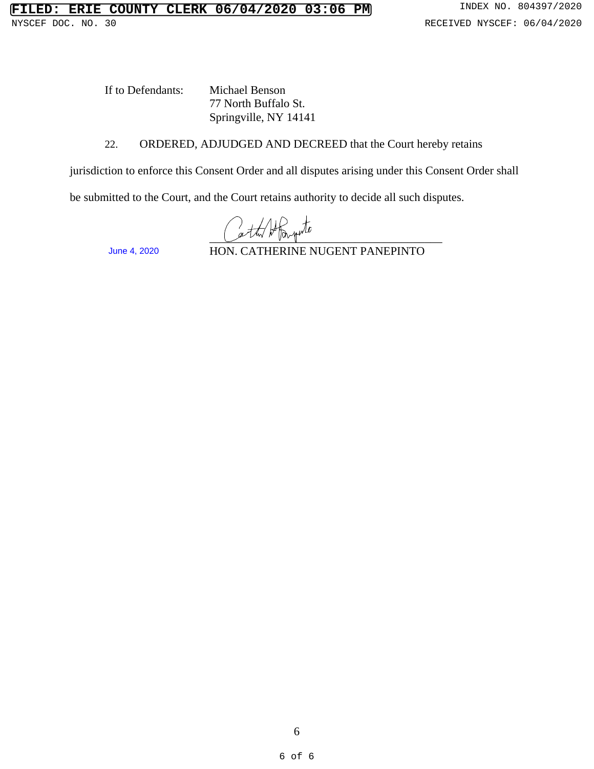If to Defendants: Michael Benson
77 North Buffalo St.
Springville, NY 14141

22. ORDERED, ADJUDGED AND DECREED that the Court hereby retains jurisdiction to enforce this Consent Order and all disputes arising under this Consent Order shall be submitted to the Court, and the Court retains authority to decide all such disputes.

June 4, 2020

HON. CATHERINE NUGENT PANEPINTO